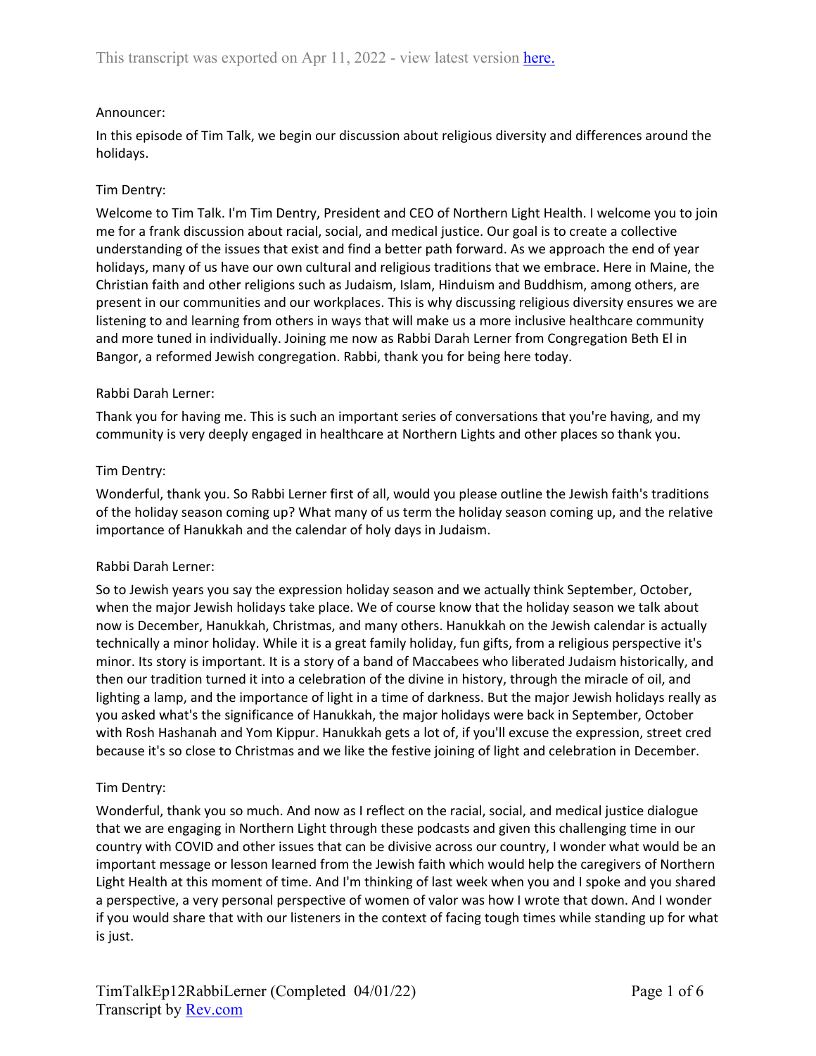This transcript was exported on Apr 11, 2022 - view latest version here.

Announcer:

In this episode of Tim Talk, we begin our discussion about religious diversity and differences around the holidays.

Tim Dentry:

Welcome to Tim Talk. I'm Tim Dentry, President and CEO of Northern Light Health. I welcome you to join me for a frank discussion about racial, social, and medical justice. Our goal is to create a collective understanding of the issues that exist and find a better path forward. As we approach the end of year holidays, many of us have our own cultural and religious traditions that we embrace. Here in Maine, the Christian faith and other religions such as Judaism, Islam, Hinduism and Buddhism, among others, are present in our communities and our workplaces. This is why discussing religious diversity ensures we are listening to and learning from others in ways that will make us a more inclusive healthcare community and more tuned in individually. Joining me now as Rabbi Darah Lerner from Congregation Beth El in Bangor, a reformed Jewish congregation. Rabbi, thank you for being here today.

Rabbi Darah Lerner:

Thank you for having me. This is such an important series of conversations that you're having, and my community is very deeply engaged in healthcare at Northern Lights and other places so thank you.

Tim Dentry:

Wonderful, thank you. So Rabbi Lerner first of all, would you please outline the Jewish faith's traditions of the holiday season coming up? What many of us term the holiday season coming up, and the relative importance of Hanukkah and the calendar of holy days in Judaism.

Rabbi Darah Lerner:

So to Jewish years you say the expression holiday season and we actually think September, October, when the major Jewish holidays take place. We of course know that the holiday season we talk about now is December, Hanukkah, Christmas, and many others. Hanukkah on the Jewish calendar is actually technically a minor holiday. While it is a great family holiday, fun gifts, from a religious perspective it's minor. Its story is important. It is a story of a band of Maccabees who liberated Judaism historically, and then our tradition turned it into a celebration of the divine in history, through the miracle of oil, and lighting a lamp, and the importance of light in a time of darkness. But the major Jewish holidays really as you asked what's the significance of Hanukkah, the major holidays were back in September, October with Rosh Hashanah and Yom Kippur. Hanukkah gets a lot of, if you'll excuse the expression, street cred because it's so close to Christmas and we like the festive joining of light and celebration in December.

Tim Dentry:

Wonderful, thank you so much. And now as I reflect on the racial, social, and medical justice dialogue that we are engaging in Northern Light through these podcasts and given this challenging time in our country with COVID and other issues that can be divisive across our country, I wonder what would be an important message or lesson learned from the Jewish faith which would help the caregivers of Northern Light Health at this moment of time. And I'm thinking of last week when you and I spoke and you shared a perspective, a very personal perspective of women of valor was how I wrote that down. And I wonder if you would share that with our listeners in the context of facing tough times while standing up for what is just.

TimTalkEp12RabbiLerner (Completed 04/01/22)
Transcript by Rev.com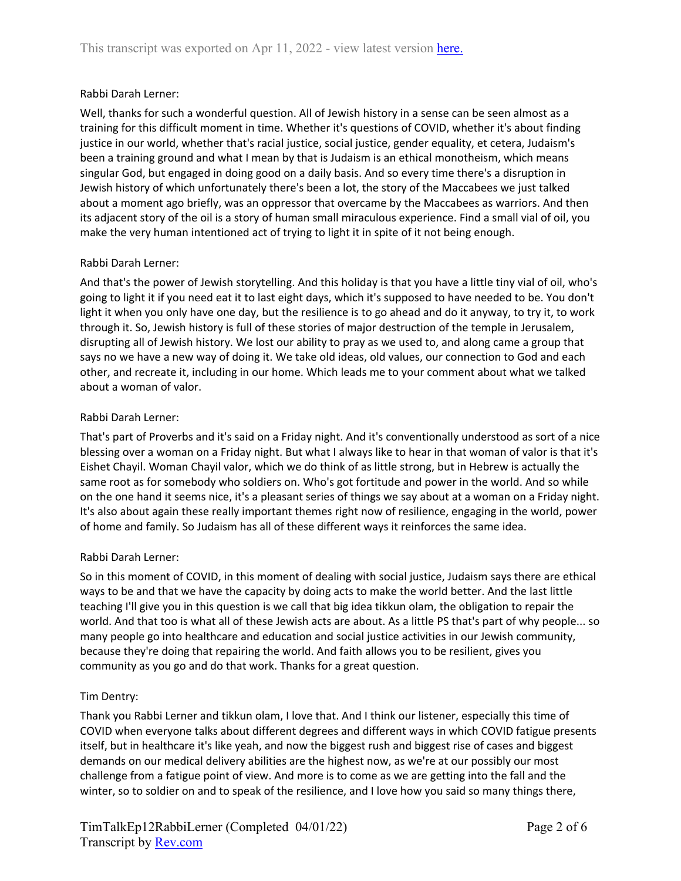Rabbi Darah Lerner:

Well, thanks for such a wonderful question. All of Jewish history in a sense can be seen almost as a training for this difficult moment in time. Whether it's questions of COVID, whether it's about finding justice in our world, whether that's racial justice, social justice, gender equality, et cetera, Judaism's been a training ground and what I mean by that is Judaism is an ethical monotheism, which means singular God, but engaged in doing good on a daily basis. And so every time there's a disruption in Jewish history of which unfortunately there's been a lot, the story of the Maccabees we just talked about a moment ago briefly, was an oppressor that overcame by the Maccabees as warriors. And then its adjacent story of the oil is a story of human small miraculous experience. Find a small vial of oil, you make the very human intentioned act of trying to light it in spite of it not being enough.

Rabbi Darah Lerner:

And that's the power of Jewish storytelling. And this holiday is that you have a little tiny vial of oil, who's going to light it if you need eat it to last eight days, which it's supposed to have needed to be. You don't light it when you only have one day, but the resilience is to go ahead and do it anyway, to try it, to work through it. So, Jewish history is full of these stories of major destruction of the temple in Jerusalem, disrupting all of Jewish history. We lost our ability to pray as we used to, and along came a group that says no we have a new way of doing it. We take old ideas, old values, our connection to God and each other, and recreate it, including in our home. Which leads me to your comment about what we talked about a woman of valor.

Rabbi Darah Lerner:

That's part of Proverbs and it's said on a Friday night. And it's conventionally understood as sort of a nice blessing over a woman on a Friday night. But what I always like to hear in that woman of valor is that it's Eishet Chayil. Woman Chayil valor, which we do think of as little strong, but in Hebrew is actually the same root as for somebody who soldiers on. Who's got fortitude and power in the world. And so while on the one hand it seems nice, it's a pleasant series of things we say about at a woman on a Friday night. It's also about again these really important themes right now of resilience, engaging in the world, power of home and family. So Judaism has all of these different ways it reinforces the same idea.

Rabbi Darah Lerner:

So in this moment of COVID, in this moment of dealing with social justice, Judaism says there are ethical ways to be and that we have the capacity by doing acts to make the world better. And the last little teaching I'll give you in this question is we call that big idea tikkun olam, the obligation to repair the world. And that too is what all of these Jewish acts are about. As a little PS that's part of why people... so many people go into healthcare and education and social justice activities in our Jewish community, because they're doing that repairing the world. And faith allows you to be resilient, gives you community as you go and do that work. Thanks for a great question.

Tim Dentry:

Thank you Rabbi Lerner and tikkun olam, I love that. And I think our listener, especially this time of COVID when everyone talks about different degrees and different ways in which COVID fatigue presents itself, but in healthcare it's like yeah, and now the biggest rush and biggest rise of cases and biggest demands on our medical delivery abilities are the highest now, as we're at our possibly our most challenge from a fatigue point of view. And more is to come as we are getting into the fall and the winter, so to soldier on and to speak of the resilience, and I love how you said so many things there,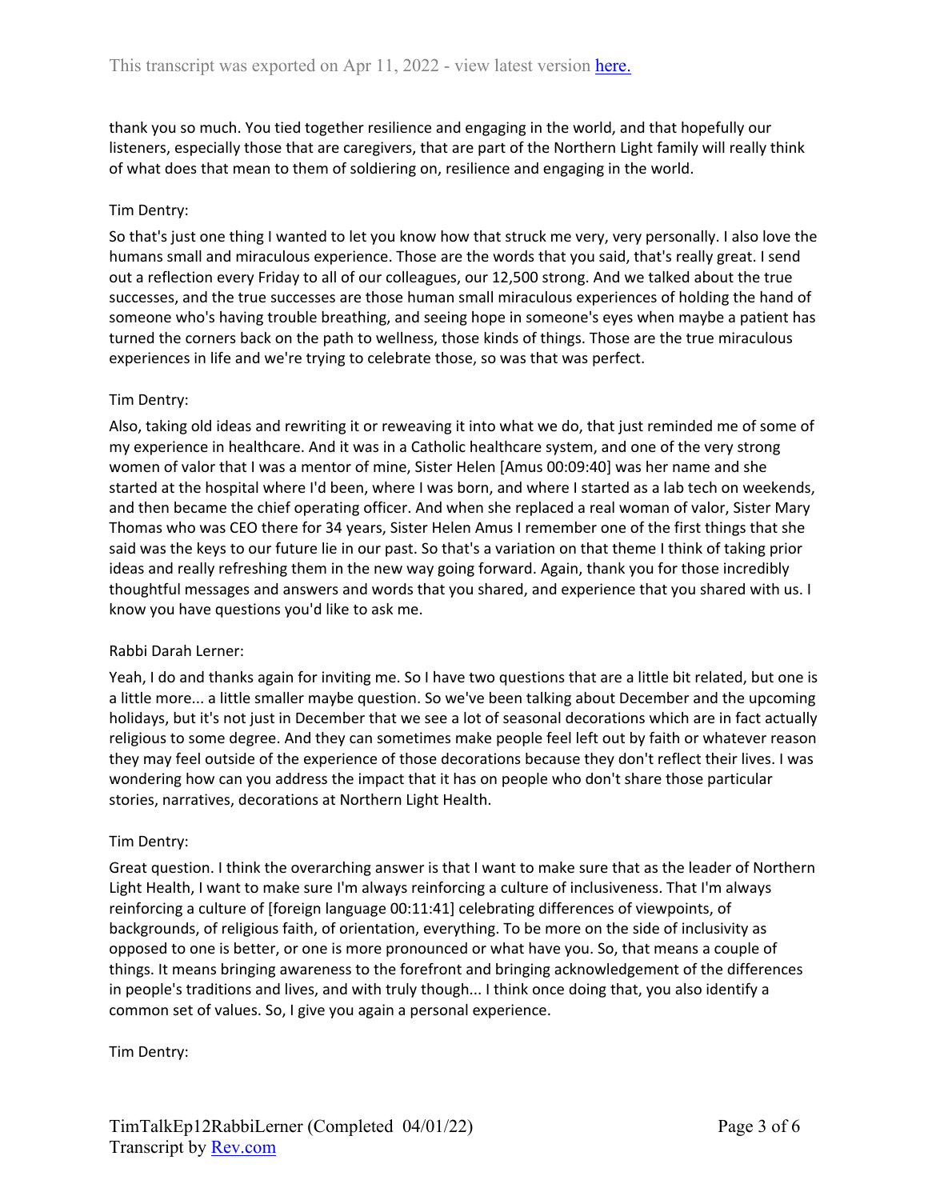thank you so much. You tied together resilience and engaging in the world, and that hopefully our listeners, especially those that are caregivers, that are part of the Northern Light family will really think of what does that mean to them of soldiering on, resilience and engaging in the world.

Tim Dentry:

So that's just one thing I wanted to let you know how that struck me very, very personally. I also love the humans small and miraculous experience. Those are the words that you said, that's really great. I send out a reflection every Friday to all of our colleagues, our 12,500 strong. And we talked about the true successes, and the true successes are those human small miraculous experiences of holding the hand of someone who's having trouble breathing, and seeing hope in someone's eyes when maybe a patient has turned the corners back on the path to wellness, those kinds of things. Those are the true miraculous experiences in life and we're trying to celebrate those, so was that was perfect.

Tim Dentry:

Also, taking old ideas and rewriting it or reweaving it into what we do, that just reminded me of some of my experience in healthcare. And it was in a Catholic healthcare system, and one of the very strong women of valor that I was a mentor of mine, Sister Helen [Amus 00:09:40] was her name and she started at the hospital where I'd been, where I was born, and where I started as a lab tech on weekends, and then became the chief operating officer. And when she replaced a real woman of valor, Sister Mary Thomas who was CEO there for 34 years, Sister Helen Amus I remember one of the first things that she said was the keys to our future lie in our past. So that's a variation on that theme I think of taking prior ideas and really refreshing them in the new way going forward. Again, thank you for those incredibly thoughtful messages and answers and words that you shared, and experience that you shared with us. I know you have questions you'd like to ask me.

Rabbi Darah Lerner:

Yeah, I do and thanks again for inviting me. So I have two questions that are a little bit related, but one is a little more... a little smaller maybe question. So we've been talking about December and the upcoming holidays, but it's not just in December that we see a lot of seasonal decorations which are in fact actually religious to some degree. And they can sometimes make people feel left out by faith or whatever reason they may feel outside of the experience of those decorations because they don't reflect their lives. I was wondering how can you address the impact that it has on people who don't share those particular stories, narratives, decorations at Northern Light Health.

Tim Dentry:

Great question. I think the overarching answer is that I want to make sure that as the leader of Northern Light Health, I want to make sure I'm always reinforcing a culture of inclusiveness. That I'm always reinforcing a culture of [foreign language 00:11:41] celebrating differences of viewpoints, of backgrounds, of religious faith, of orientation, everything. To be more on the side of inclusivity as opposed to one is better, or one is more pronounced or what have you. So, that means a couple of things. It means bringing awareness to the forefront and bringing acknowledgement of the differences in people's traditions and lives, and with truly though... I think once doing that, you also identify a common set of values. So, I give you again a personal experience.

Tim Dentry: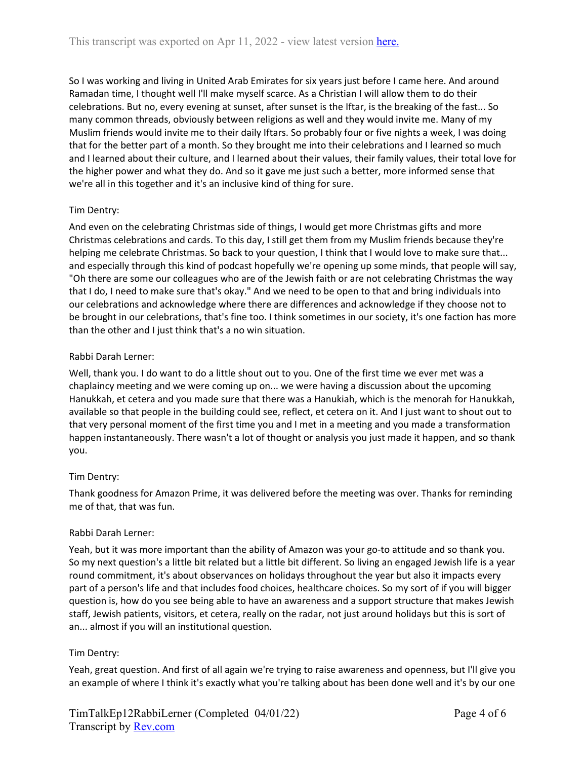So I was working and living in United Arab Emirates for six years just before I came here. And around Ramadan time, I thought well I'll make myself scarce. As a Christian I will allow them to do their celebrations. But no, every evening at sunset, after sunset is the Iftar, is the breaking of the fast... So many common threads, obviously between religions as well and they would invite me. Many of my Muslim friends would invite me to their daily Iftars. So probably four or five nights a week, I was doing that for the better part of a month. So they brought me into their celebrations and I learned so much and I learned about their culture, and I learned about their values, their family values, their total love for the higher power and what they do. And so it gave me just such a better, more informed sense that we're all in this together and it's an inclusive kind of thing for sure.

Tim Dentry:

And even on the celebrating Christmas side of things, I would get more Christmas gifts and more Christmas celebrations and cards. To this day, I still get them from my Muslim friends because they're helping me celebrate Christmas. So back to your question, I think that I would love to make sure that... and especially through this kind of podcast hopefully we're opening up some minds, that people will say, "Oh there are some our colleagues who are of the Jewish faith or are not celebrating Christmas the way that I do, I need to make sure that's okay." And we need to be open to that and bring individuals into our celebrations and acknowledge where there are differences and acknowledge if they choose not to be brought in our celebrations, that's fine too. I think sometimes in our society, it's one faction has more than the other and I just think that's a no win situation.

Rabbi Darah Lerner:

Well, thank you. I do want to do a little shout out to you. One of the first time we ever met was a chaplaincy meeting and we were coming up on... we were having a discussion about the upcoming Hanukkah, et cetera and you made sure that there was a Hanukiah, which is the menorah for Hanukkah, available so that people in the building could see, reflect, et cetera on it. And I just want to shout out to that very personal moment of the first time you and I met in a meeting and you made a transformation happen instantaneously. There wasn't a lot of thought or analysis you just made it happen, and so thank you.

Tim Dentry:

Thank goodness for Amazon Prime, it was delivered before the meeting was over. Thanks for reminding me of that, that was fun.

Rabbi Darah Lerner:

Yeah, but it was more important than the ability of Amazon was your go-to attitude and so thank you. So my next question's a little bit related but a little bit different. So living an engaged Jewish life is a year round commitment, it's about observances on holidays throughout the year but also it impacts every part of a person's life and that includes food choices, healthcare choices. So my sort of if you will bigger question is, how do you see being able to have an awareness and a support structure that makes Jewish staff, Jewish patients, visitors, et cetera, really on the radar, not just around holidays but this is sort of an... almost if you will an institutional question.

Tim Dentry:

Yeah, great question. And first of all again we're trying to raise awareness and openness, but I'll give you an example of where I think it's exactly what you're talking about has been done well and it's by our one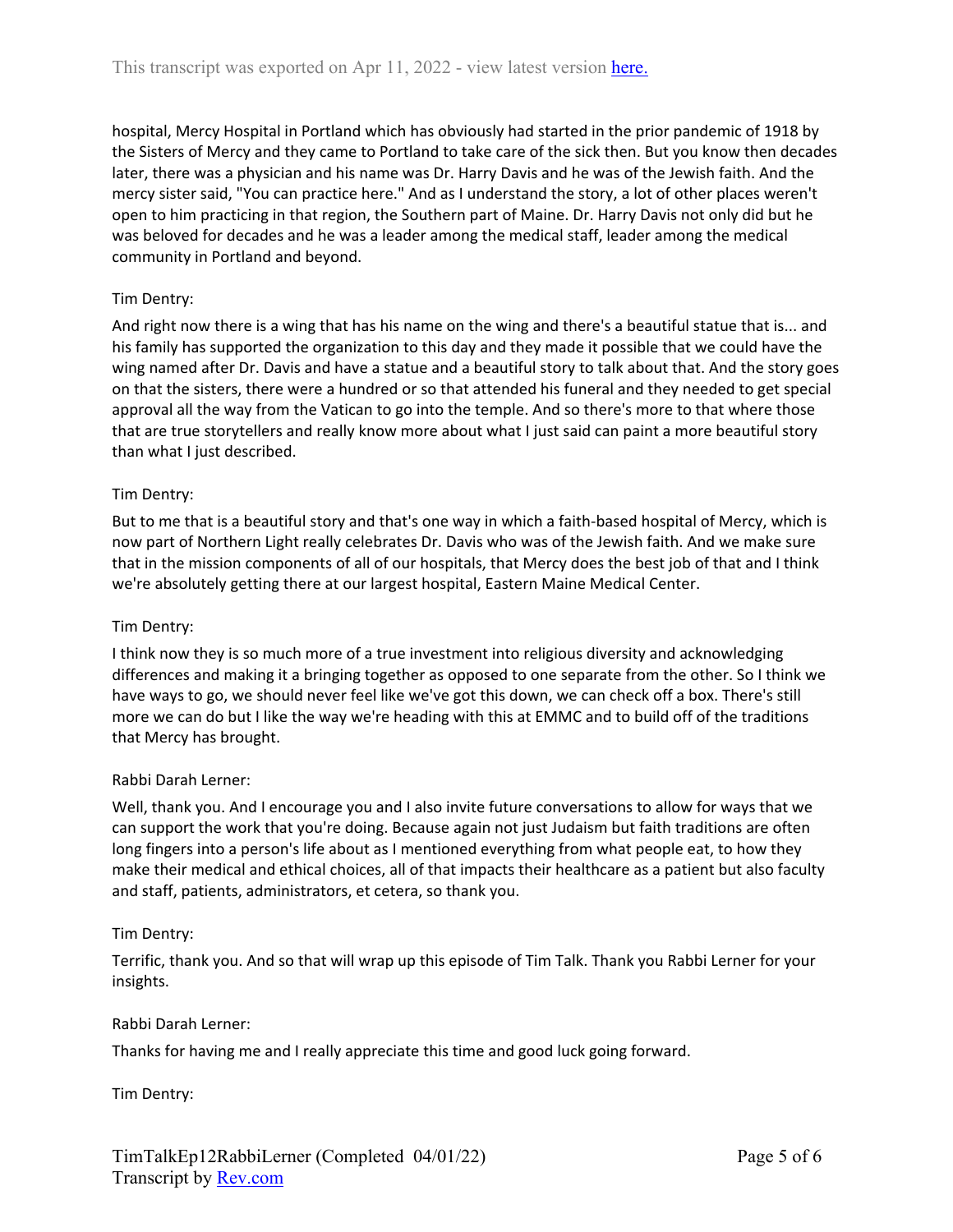hospital, Mercy Hospital in Portland which has obviously had started in the prior pandemic of 1918 by the Sisters of Mercy and they came to Portland to take care of the sick then. But you know then decades later, there was a physician and his name was Dr. Harry Davis and he was of the Jewish faith. And the mercy sister said, "You can practice here." And as I understand the story, a lot of other places weren't open to him practicing in that region, the Southern part of Maine. Dr. Harry Davis not only did but he was beloved for decades and he was a leader among the medical staff, leader among the medical community in Portland and beyond.

Tim Dentry:

And right now there is a wing that has his name on the wing and there's a beautiful statue that is... and his family has supported the organization to this day and they made it possible that we could have the wing named after Dr. Davis and have a statue and a beautiful story to talk about that. And the story goes on that the sisters, there were a hundred or so that attended his funeral and they needed to get special approval all the way from the Vatican to go into the temple. And so there's more to that where those that are true storytellers and really know more about what I just said can paint a more beautiful story than what I just described.

Tim Dentry:

But to me that is a beautiful story and that's one way in which a faith-based hospital of Mercy, which is now part of Northern Light really celebrates Dr. Davis who was of the Jewish faith. And we make sure that in the mission components of all of our hospitals, that Mercy does the best job of that and I think we're absolutely getting there at our largest hospital, Eastern Maine Medical Center.

Tim Dentry:

I think now they is so much more of a true investment into religious diversity and acknowledging differences and making it a bringing together as opposed to one separate from the other. So I think we have ways to go, we should never feel like we've got this down, we can check off a box. There's still more we can do but I like the way we're heading with this at EMMC and to build off of the traditions that Mercy has brought.

Rabbi Darah Lerner:

Well, thank you. And I encourage you and I also invite future conversations to allow for ways that we can support the work that you're doing. Because again not just Judaism but faith traditions are often long fingers into a person's life about as I mentioned everything from what people eat, to how they make their medical and ethical choices, all of that impacts their healthcare as a patient but also faculty and staff, patients, administrators, et cetera, so thank you.

Tim Dentry:

Terrific, thank you. And so that will wrap up this episode of Tim Talk. Thank you Rabbi Lerner for your insights.

Rabbi Darah Lerner:

Thanks for having me and I really appreciate this time and good luck going forward.

Tim Dentry: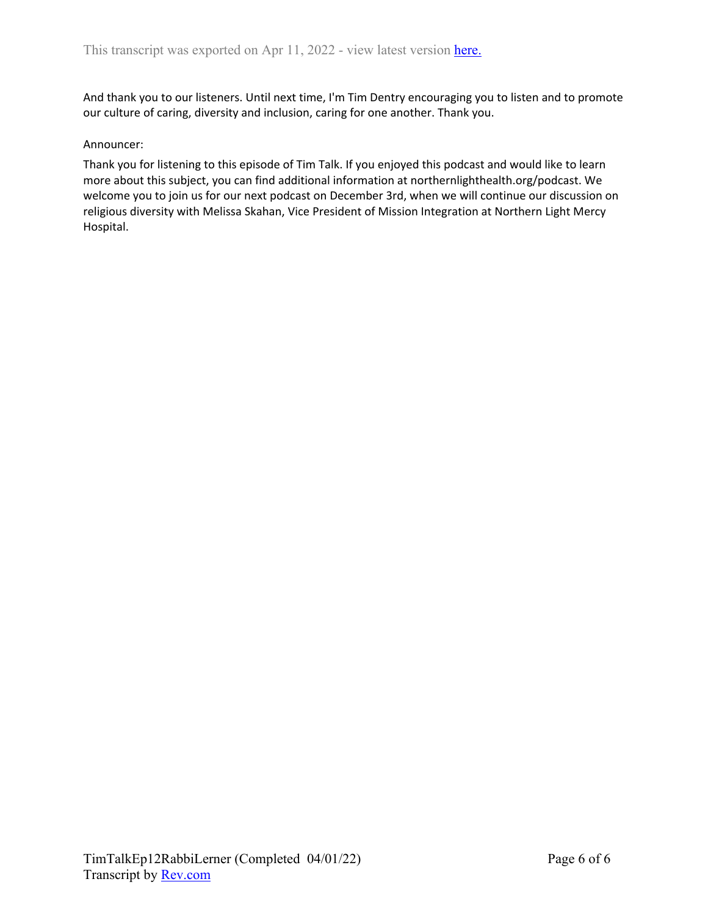And thank you to our listeners. Until next time, I'm Tim Dentry encouraging you to listen and to promote our culture of caring, diversity and inclusion, caring for one another. Thank you.

Announcer:

Thank you for listening to this episode of Tim Talk. If you enjoyed this podcast and would like to learn more about this subject, you can find additional information at northernlighthealth.org/podcast. We welcome you to join us for our next podcast on December 3rd, when we will continue our discussion on religious diversity with Melissa Skahan, Vice President of Mission Integration at Northern Light Mercy Hospital.